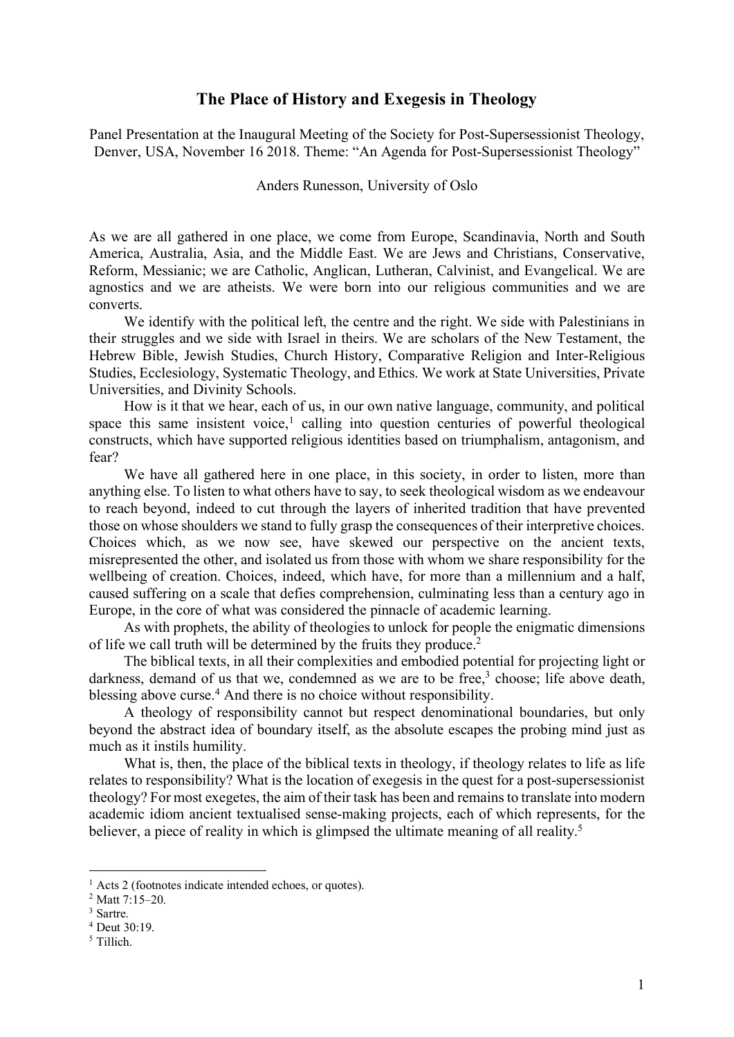# The Place of History and Exegesis in Theology

Panel Presentation at the Inaugural Meeting of the Society for Post-Supersessionist Theology, Denver, USA, November 16 2018. Theme: "An Agenda for Post-Supersessionist Theology"

Anders Runesson, University of Oslo

As we are all gathered in one place, we come from Europe, Scandinavia, North and South America, Australia, Asia, and the Middle East. We are Jews and Christians, Conservative, Reform, Messianic; we are Catholic, Anglican, Lutheran, Calvinist, and Evangelical. We are agnostics and we are atheists. We were born into our religious communities and we are converts.

We identify with the political left, the centre and the right. We side with Palestinians in their struggles and we side with Israel in theirs. We are scholars of the New Testament, the Hebrew Bible, Jewish Studies, Church History, Comparative Religion and Inter-Religious Studies, Ecclesiology, Systematic Theology, and Ethics. We work at State Universities, Private Universities, and Divinity Schools.

How is it that we hear, each of us, in our own native language, community, and political space this same insistent voice,[1] calling into question centuries of powerful theological constructs, which have supported religious identities based on triumphalism, antagonism, and fear?

We have all gathered here in one place, in this society, in order to listen, more than anything else. To listen to what others have to say, to seek theological wisdom as we endeavour to reach beyond, indeed to cut through the layers of inherited tradition that have prevented those on whose shoulders we stand to fully grasp the consequences of their interpretive choices. Choices which, as we now see, have skewed our perspective on the ancient texts, misrepresented the other, and isolated us from those with whom we share responsibility for the wellbeing of creation. Choices, indeed, which have, for more than a millennium and a half, caused suffering on a scale that defies comprehension, culminating less than a century ago in Europe, in the core of what was considered the pinnacle of academic learning.

As with prophets, the ability of theologies to unlock for people the enigmatic dimensions of life we call truth will be determined by the fruits they produce.[2]

The biblical texts, in all their complexities and embodied potential for projecting light or darkness, demand of us that we, condemned as we are to be free,[3] choose; life above death, blessing above curse.[4] And there is no choice without responsibility.

A theology of responsibility cannot but respect denominational boundaries, but only beyond the abstract idea of boundary itself, as the absolute escapes the probing mind just as much as it instils humility.

What is, then, the place of the biblical texts in theology, if theology relates to life as life relates to responsibility? What is the location of exegesis in the quest for a post-supersessionist theology? For most exegetes, the aim of their task has been and remains to translate into modern academic idiom ancient textualised sense-making projects, each of which represents, for the believer, a piece of reality in which is glimpsed the ultimate meaning of all reality.[5]

---

[1] Acts 2 (footnotes indicate intended echoes, or quotes).

[2] Matt 7:15–20.

[3] Sartre.

[4] Deut 30:19.

[5] Tillich.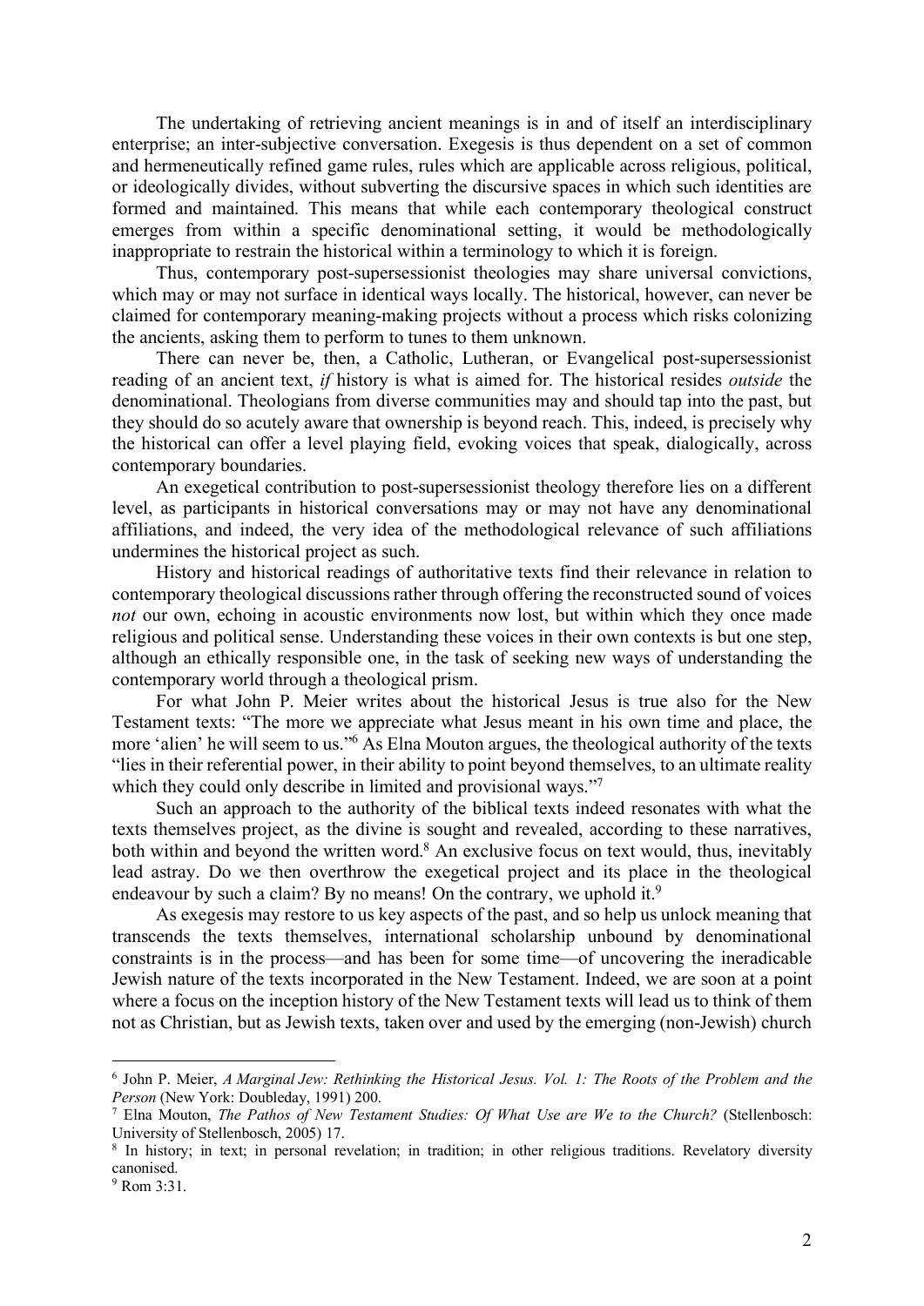The undertaking of retrieving ancient meanings is in and of itself an interdisciplinary enterprise; an inter-subjective conversation. Exegesis is thus dependent on a set of common and hermeneutically refined game rules, rules which are applicable across religious, political, or ideologically divides, without subverting the discursive spaces in which such identities are formed and maintained. This means that while each contemporary theological construct emerges from within a specific denominational setting, it would be methodologically inappropriate to restrain the historical within a terminology to which it is foreign.

Thus, contemporary post-supersessionist theologies may share universal convictions, which may or may not surface in identical ways locally. The historical, however, can never be claimed for contemporary meaning-making projects without a process which risks colonizing the ancients, asking them to perform to tunes to them unknown.

There can never be, then, a Catholic, Lutheran, or Evangelical post-supersessionist reading of an ancient text, *if* history is what is aimed for. The historical resides *outside* the denominational. Theologians from diverse communities may and should tap into the past, but they should do so acutely aware that ownership is beyond reach. This, indeed, is precisely why the historical can offer a level playing field, evoking voices that speak, dialogically, across contemporary boundaries.

An exegetical contribution to post-supersessionist theology therefore lies on a different level, as participants in historical conversations may or may not have any denominational affiliations, and indeed, the very idea of the methodological relevance of such affiliations undermines the historical project as such.

History and historical readings of authoritative texts find their relevance in relation to contemporary theological discussions rather through offering the reconstructed sound of voices *not* our own, echoing in acoustic environments now lost, but within which they once made religious and political sense. Understanding these voices in their own contexts is but one step, although an ethically responsible one, in the task of seeking new ways of understanding the contemporary world through a theological prism.

For what John P. Meier writes about the historical Jesus is true also for the New Testament texts: "The more we appreciate what Jesus meant in his own time and place, the more 'alien' he will seem to us."[6] As Elna Mouton argues, the theological authority of the texts "lies in their referential power, in their ability to point beyond themselves, to an ultimate reality which they could only describe in limited and provisional ways."[7]

Such an approach to the authority of the biblical texts indeed resonates with what the texts themselves project, as the divine is sought and revealed, according to these narratives, both within and beyond the written word.[8] An exclusive focus on text would, thus, inevitably lead astray. Do we then overthrow the exegetical project and its place in the theological endeavour by such a claim? By no means! On the contrary, we uphold it.[9]

As exegesis may restore to us key aspects of the past, and so help us unlock meaning that transcends the texts themselves, international scholarship unbound by denominational constraints is in the process—and has been for some time—of uncovering the ineradicable Jewish nature of the texts incorporated in the New Testament. Indeed, we are soon at a point where a focus on the inception history of the New Testament texts will lead us to think of them not as Christian, but as Jewish texts, taken over and used by the emerging (non-Jewish) church

---

[6] John P. Meier, *A Marginal Jew: Rethinking the Historical Jesus. Vol. 1: The Roots of the Problem and the Person* (New York: Doubleday, 1991) 200.

[7] Elna Mouton, *The Pathos of New Testament Studies: Of What Use are We to the Church?* (Stellenbosch: University of Stellenbosch, 2005) 17.

[8] In history; in text; in personal revelation; in tradition; in other religious traditions. Revelatory diversity canonised.

[9] Rom 3:31.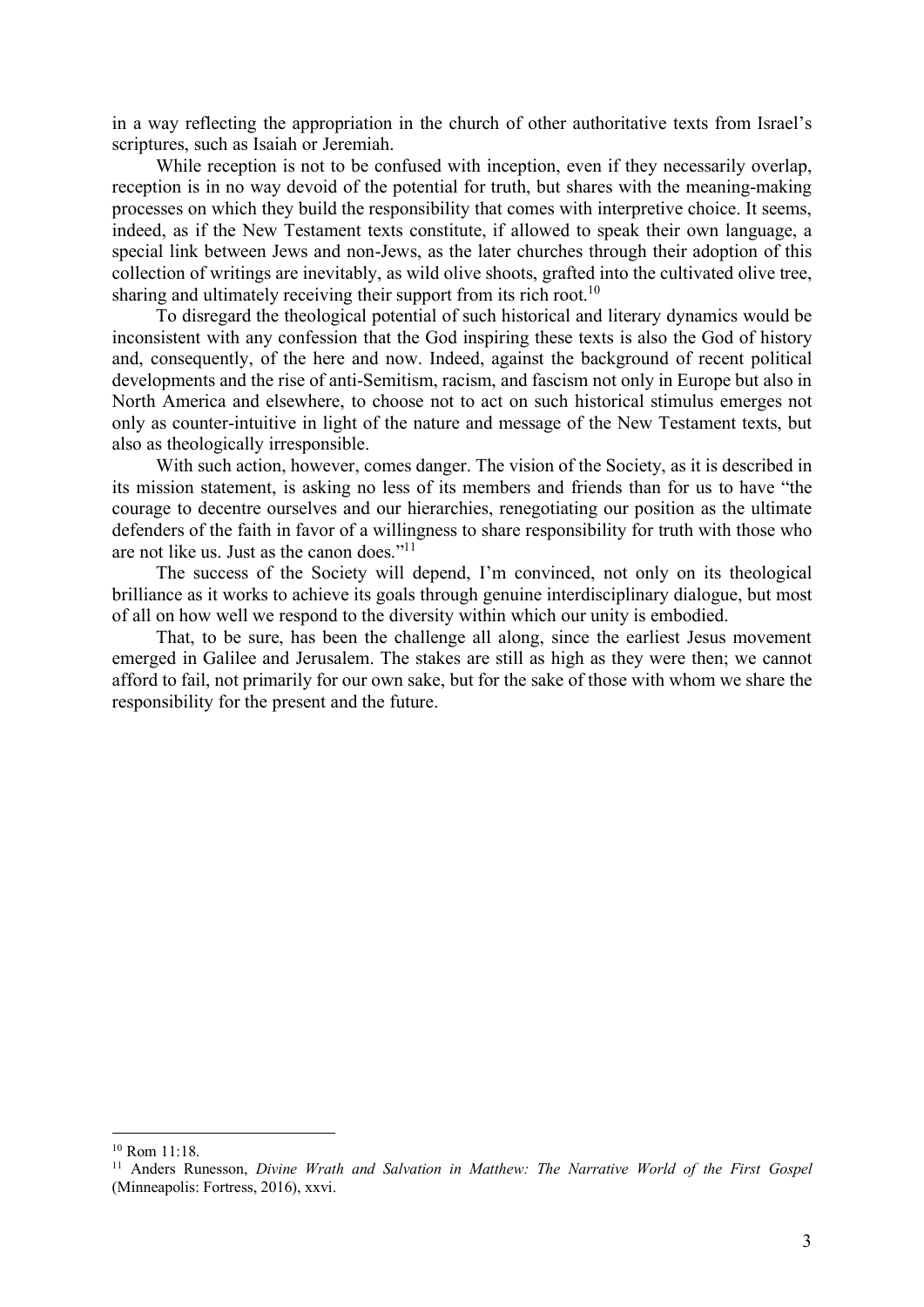in a way reflecting the appropriation in the church of other authoritative texts from Israel's scriptures, such as Isaiah or Jeremiah.

While reception is not to be confused with inception, even if they necessarily overlap, reception is in no way devoid of the potential for truth, but shares with the meaning-making processes on which they build the responsibility that comes with interpretive choice. It seems, indeed, as if the New Testament texts constitute, if allowed to speak their own language, a special link between Jews and non-Jews, as the later churches through their adoption of this collection of writings are inevitably, as wild olive shoots, grafted into the cultivated olive tree, sharing and ultimately receiving their support from its rich root.[10]

To disregard the theological potential of such historical and literary dynamics would be inconsistent with any confession that the God inspiring these texts is also the God of history and, consequently, of the here and now. Indeed, against the background of recent political developments and the rise of anti-Semitism, racism, and fascism not only in Europe but also in North America and elsewhere, to choose not to act on such historical stimulus emerges not only as counter-intuitive in light of the nature and message of the New Testament texts, but also as theologically irresponsible.

With such action, however, comes danger. The vision of the Society, as it is described in its mission statement, is asking no less of its members and friends than for us to have "the courage to decentre ourselves and our hierarchies, renegotiating our position as the ultimate defenders of the faith in favor of a willingness to share responsibility for truth with those who are not like us. Just as the canon does."[11]

The success of the Society will depend, I'm convinced, not only on its theological brilliance as it works to achieve its goals through genuine interdisciplinary dialogue, but most of all on how well we respond to the diversity within which our unity is embodied.

That, to be sure, has been the challenge all along, since the earliest Jesus movement emerged in Galilee and Jerusalem. The stakes are still as high as they were then; we cannot afford to fail, not primarily for our own sake, but for the sake of those with whom we share the responsibility for the present and the future.

---

[10] Rom 11:18.

[11] Anders Runesson, *Divine Wrath and Salvation in Matthew: The Narrative World of the First Gospel* (Minneapolis: Fortress, 2016), xxvi.